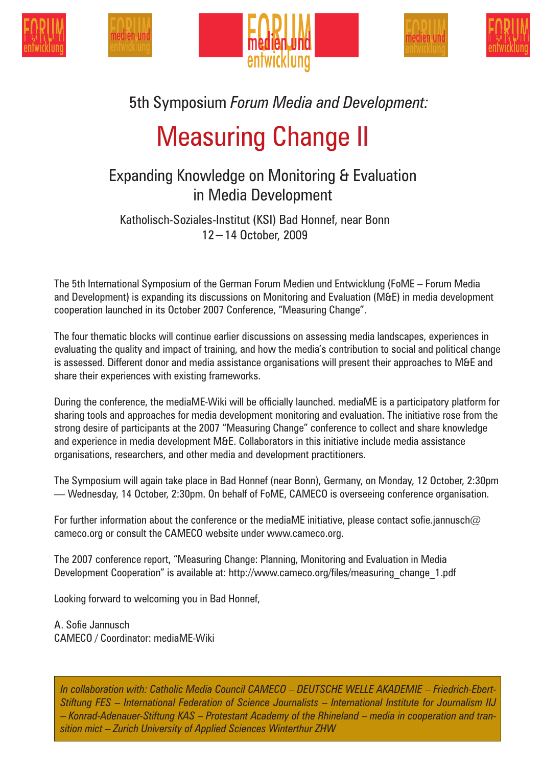5th Symposium *Forum Media and Development:*

# Measuring Change II

## Expanding Knowledge on Monitoring & Evaluation in Media Development

Katholisch-Soziales-Institut (KSI) Bad Honnef, near Bonn
12 – 14 October, 2009

The 5th International Symposium of the German Forum Medien und Entwicklung (FoME – Forum Media and Development) is expanding its discussions on Monitoring and Evaluation (M&E) in media development cooperation launched in its October 2007 Conference, "Measuring Change".

The four thematic blocks will continue earlier discussions on assessing media landscapes, experiences in evaluating the quality and impact of training, and how the media's contribution to social and political change is assessed. Different donor and media assistance organisations will present their approaches to M&E and share their experiences with existing frameworks.

During the conference, the mediaME-Wiki will be officially launched. mediaME is a participatory platform for sharing tools and approaches for media development monitoring and evaluation. The initiative rose from the strong desire of participants at the 2007 "Measuring Change" conference to collect and share knowledge and experience in media development M&E. Collaborators in this initiative include media assistance organisations, researchers, and other media and development practitioners.

The Symposium will again take place in Bad Honnef (near Bonn), Germany, on Monday, 12 October, 2:30pm — Wednesday, 14 October, 2:30pm. On behalf of FoME, CAMECO is overseeing conference organisation.

For further information about the conference or the mediaME initiative, please contact sofie.jannusch@cameco.org or consult the CAMECO website under www.cameco.org.

The 2007 conference report, "Measuring Change: Planning, Monitoring and Evaluation in Media Development Cooperation" is available at: http://www.cameco.org/files/measuring_change_1.pdf

Looking forward to welcoming you in Bad Honnef,

A. Sofie Jannusch
CAMECO / Coordinator: mediaME-Wiki

*In collaboration with: Catholic Media Council CAMECO – DEUTSCHE WELLE AKADEMIE – Friedrich-Ebert-Stiftung FES – International Federation of Science Journalists – International Institute for Journalism IIJ – Konrad-Adenauer-Stiftung KAS – Protestant Academy of the Rhineland – media in cooperation and transition mict – Zurich University of Applied Sciences Winterthur ZHW*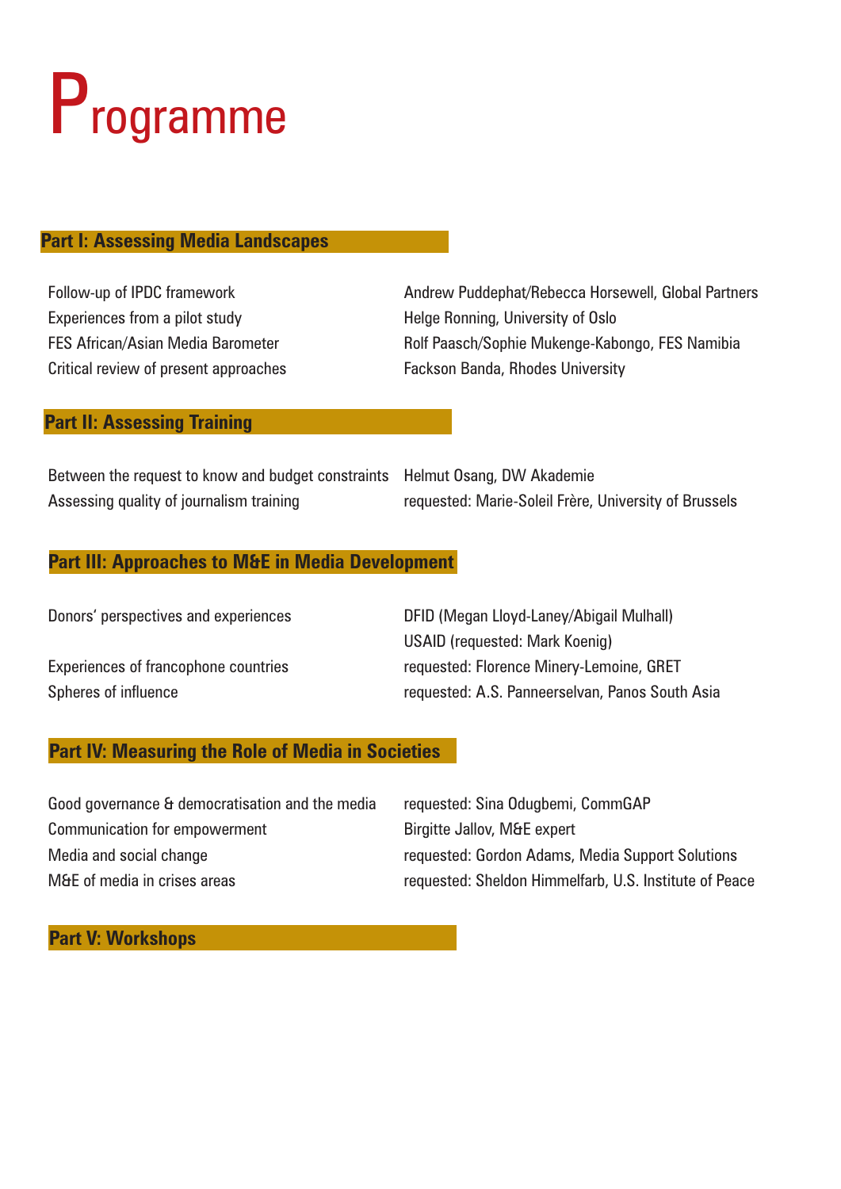# Programme

## Part I: Assessing Media Landscapes

| | |
|---|---|
| Follow-up of IPDC framework | Andrew Puddephat/Rebecca Horsewell, Global Partners |
| Experiences from a pilot study | Helge Ronning, University of Oslo |
| FES African/Asian Media Barometer | Rolf Paasch/Sophie Mukenge-Kabongo, FES Namibia |
| Critical review of present approaches | Fackson Banda, Rhodes University |

## Part II: Assessing Training

| | |
|---|---|
| Between the request to know and budget constraints | Helmut Osang, DW Akademie |
| Assessing quality of journalism training | requested: Marie-Soleil Frère, University of Brussels |

## Part III: Approaches to M&E in Media Development

| | |
|---|---|
| Donors' perspectives and experiences | DFID (Megan Lloyd-Laney/Abigail Mulhall) |
| | USAID (requested: Mark Koenig) |
| Experiences of francophone countries | requested: Florence Minery-Lemoine, GRET |
| Spheres of influence | requested: A.S. Panneerselvan, Panos South Asia |

## Part IV: Measuring the Role of Media in Societies

| | |
|---|---|
| Good governance & democratisation and the media | requested: Sina Odugbemi, CommGAP |
| Communication for empowerment | Birgitte Jallov, M&E expert |
| Media and social change | requested: Gordon Adams, Media Support Solutions |
| M&E of media in crises areas | requested: Sheldon Himmelfarb, U.S. Institute of Peace |

## Part V: Workshops